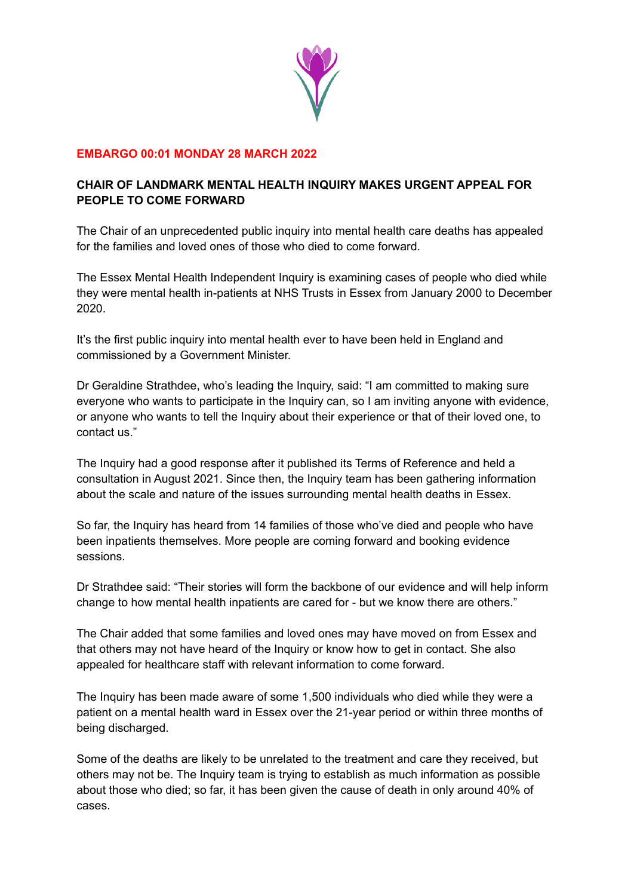**EMBARGO 00:01 MONDAY 28 MARCH 2022**

**CHAIR OF LANDMARK MENTAL HEALTH INQUIRY MAKES URGENT APPEAL FOR PEOPLE TO COME FORWARD**

The Chair of an unprecedented public inquiry into mental health care deaths has appealed for the families and loved ones of those who died to come forward.

The Essex Mental Health Independent Inquiry is examining cases of people who died while they were mental health in-patients at NHS Trusts in Essex from January 2000 to December 2020.

It's the first public inquiry into mental health ever to have been held in England and commissioned by a Government Minister.

Dr Geraldine Strathdee, who's leading the Inquiry, said: "I am committed to making sure everyone who wants to participate in the Inquiry can, so I am inviting anyone with evidence, or anyone who wants to tell the Inquiry about their experience or that of their loved one, to contact us."

The Inquiry had a good response after it published its Terms of Reference and held a consultation in August 2021. Since then, the Inquiry team has been gathering information about the scale and nature of the issues surrounding mental health deaths in Essex.

So far, the Inquiry has heard from 14 families of those who've died and people who have been inpatients themselves. More people are coming forward and booking evidence sessions.

Dr Strathdee said: "Their stories will form the backbone of our evidence and will help inform change to how mental health inpatients are cared for - but we know there are others."

The Chair added that some families and loved ones may have moved on from Essex and that others may not have heard of the Inquiry or know how to get in contact. She also appealed for healthcare staff with relevant information to come forward.

The Inquiry has been made aware of some 1,500 individuals who died while they were a patient on a mental health ward in Essex over the 21-year period or within three months of being discharged.

Some of the deaths are likely to be unrelated to the treatment and care they received, but others may not be. The Inquiry team is trying to establish as much information as possible about those who died; so far, it has been given the cause of death in only around 40% of cases.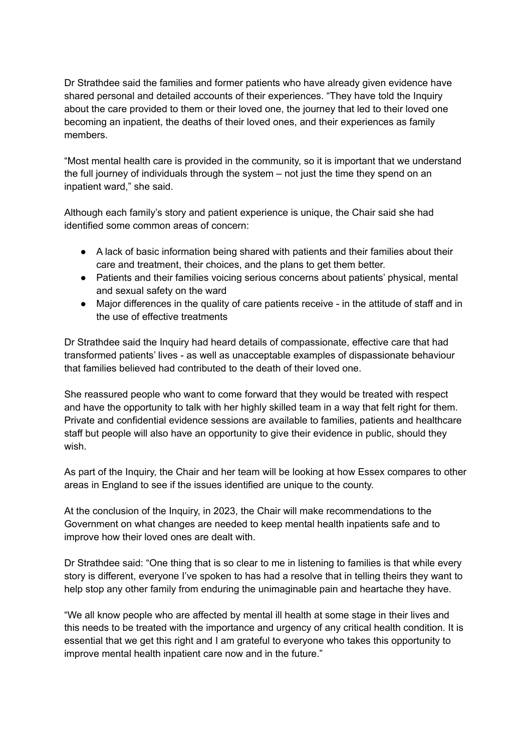Dr Strathdee said the families and former patients who have already given evidence have shared personal and detailed accounts of their experiences. “They have told the Inquiry about the care provided to them or their loved one, the journey that led to their loved one becoming an inpatient, the deaths of their loved ones, and their experiences as family members.

“Most mental health care is provided in the community, so it is important that we understand the full journey of individuals through the system – not just the time they spend on an inpatient ward,” she said.

Although each family’s story and patient experience is unique, the Chair said she had identified some common areas of concern:

- A lack of basic information being shared with patients and their families about their care and treatment, their choices, and the plans to get them better.
- Patients and their families voicing serious concerns about patients’ physical, mental and sexual safety on the ward
- Major differences in the quality of care patients receive - in the attitude of staff and in the use of effective treatments

Dr Strathdee said the Inquiry had heard details of compassionate, effective care that had transformed patients’ lives - as well as unacceptable examples of dispassionate behaviour that families believed had contributed to the death of their loved one.

She reassured people who want to come forward that they would be treated with respect and have the opportunity to talk with her highly skilled team in a way that felt right for them. Private and confidential evidence sessions are available to families, patients and healthcare staff but people will also have an opportunity to give their evidence in public, should they wish.

As part of the Inquiry, the Chair and her team will be looking at how Essex compares to other areas in England to see if the issues identified are unique to the county.

At the conclusion of the Inquiry, in 2023, the Chair will make recommendations to the Government on what changes are needed to keep mental health inpatients safe and to improve how their loved ones are dealt with.

Dr Strathdee said: “One thing that is so clear to me in listening to families is that while every story is different, everyone I’ve spoken to has had a resolve that in telling theirs they want to help stop any other family from enduring the unimaginable pain and heartache they have.

“We all know people who are affected by mental ill health at some stage in their lives and this needs to be treated with the importance and urgency of any critical health condition. It is essential that we get this right and I am grateful to everyone who takes this opportunity to improve mental health inpatient care now and in the future.”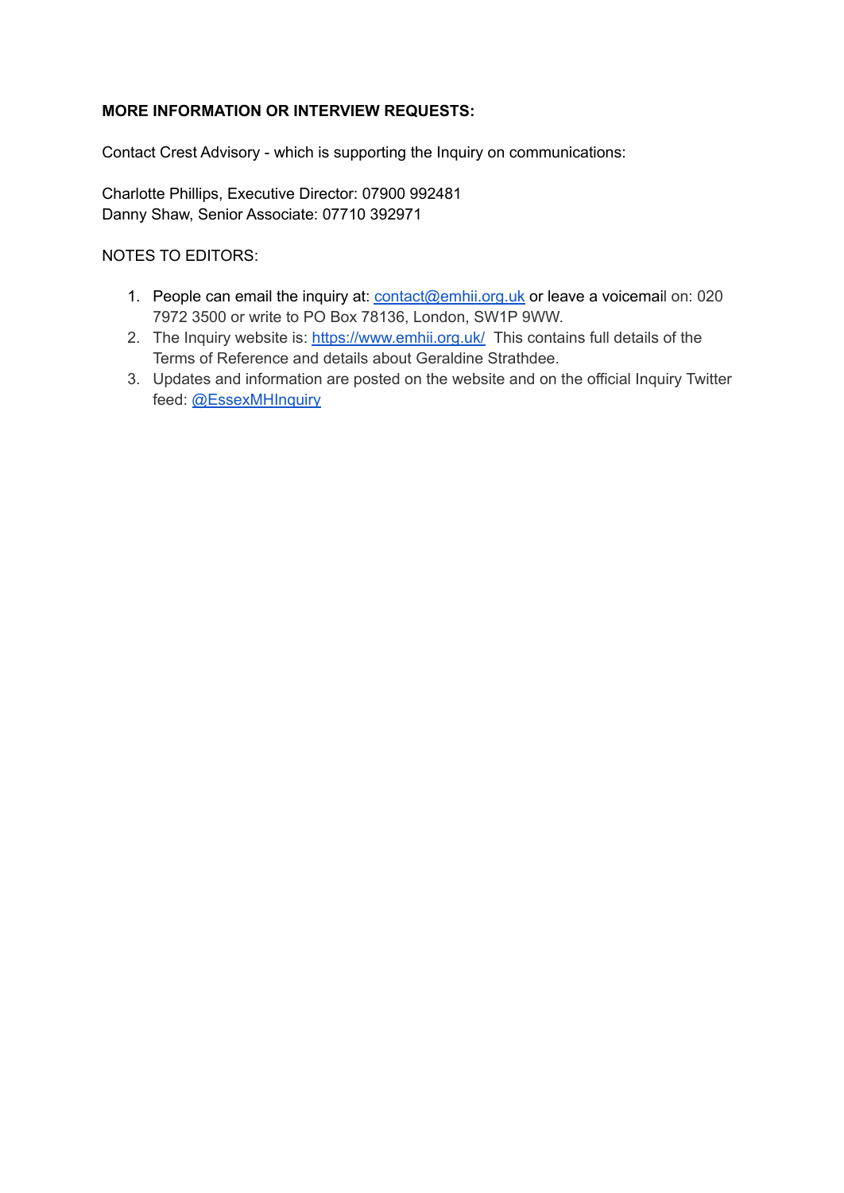**MORE INFORMATION OR INTERVIEW REQUESTS:**

Contact Crest Advisory - which is supporting the Inquiry on communications:

Charlotte Phillips, Executive Director: 07900 992481
Danny Shaw, Senior Associate: 07710 392971

NOTES TO EDITORS:

1. People can email the inquiry at: contact@emhii.org.uk or leave a voicemail on: 020 7972 3500 or write to PO Box 78136, London, SW1P 9WW.
2. The Inquiry website is: https://www.emhii.org.uk/ This contains full details of the Terms of Reference and details about Geraldine Strathdee.
3. Updates and information are posted on the website and on the official Inquiry Twitter feed: @EssexMHInquiry